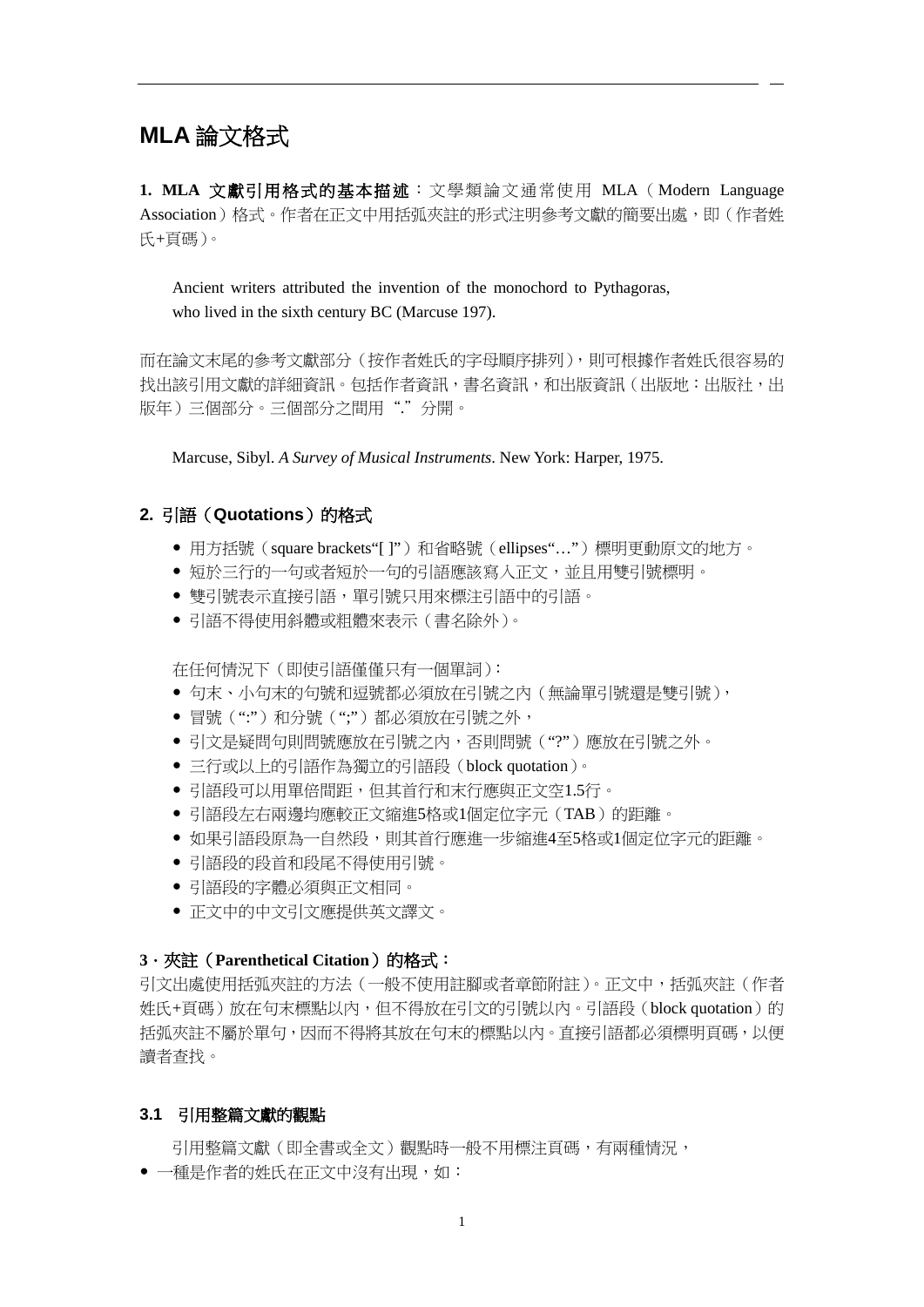# MLA 論文格式

**1. MLA 文獻引用格式的基本描述**：文學類論文通常使用 MLA（Modern Language Association）格式。作者在正文中用括弧夾註的形式注明參考文獻的簡要出處，即（作者姓氏+頁碼）。

> Ancient writers attributed the invention of the monochord to Pythagoras, who lived in the sixth century BC (Marcuse 197).

而在論文末尾的參考文獻部分（按作者姓氏的字母順序排列），則可根據作者姓氏很容易的找出該引用文獻的詳細資訊。包括作者資訊，書名資訊，和出版資訊（出版地：出版社，出版年）三個部分。三個部分之間用 "." 分開。

> Marcuse, Sibyl. *A Survey of Musical Instruments*. New York: Harper, 1975.

## 2. 引語（Quotations）的格式

- 用方括號（square brackets"[ ]"）和省略號（ellipses"…"）標明更動原文的地方。
- 短於三行的一句或者短於一句的引語應該寫入正文，並且用雙引號標明。
- 雙引號表示直接引語，單引號只用來標注引語中的引語。
- 引語不得使用斜體或粗體來表示（書名除外）。

在任何情況下（即使引語僅僅只有一個單詞）：

- 句末、小句末的句號和逗號都必須放在引號之內（無論單引號還是雙引號），
- 冒號（":"）和分號（";"）都必須放在引號之外，
- 引文是疑問句則問號應放在引號之內，否則問號（"?"）應放在引號之外。
- 三行或以上的引語作為獨立的引語段（block quotation）。
- 引語段可以用單倍間距，但其首行和末行應與正文空1.5行。
- 引語段左右兩邊均應較正文縮進5格或1個定位字元（TAB）的距離。
- 如果引語段原為一自然段，則其首行應進一步縮進4至5格或1個定位字元的距離。
- 引語段的段首和段尾不得使用引號。
- 引語段的字體必須與正文相同。
- 正文中的中文引文應提供英文譯文。

**3．夾註（Parenthetical Citation）的格式：**

引文出處使用括弧夾註的方法（一般不使用註腳或者章節附註）。正文中，括弧夾註（作者姓氏+頁碼）放在句末標點以內，但不得放在引文的引號以內。引語段（block quotation）的括弧夾註不屬於單句，因而不得將其放在句末的標點以內。直接引語都必須標明頁碼，以便讀者查找。

### 3.1 引用整篇文獻的觀點

引用整篇文獻（即全書或全文）觀點時一般不用標注頁碼，有兩種情況，

- 一種是作者的姓氏在正文中沒有出現，如：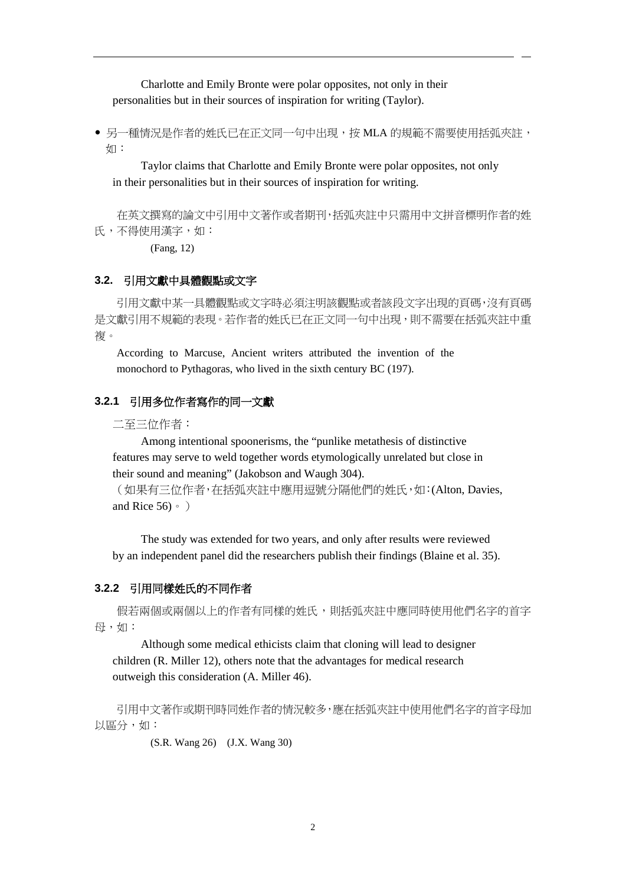Charlotte and Emily Bronte were polar opposites, not only in their personalities but in their sources of inspiration for writing (Taylor).

- 另一種情況是作者的姓氏已在正文同一句中出現，按 MLA 的規範不需要使用括弧夾註，如：

  Taylor claims that Charlotte and Emily Bronte were polar opposites, not only in their personalities but in their sources of inspiration for writing.

在英文撰寫的論文中引用中文著作或者期刊，括弧夾註中只需用中文拼音標明作者的姓氏，不得使用漢字，如：

(Fang, 12)

### 3.2. 引用文獻中具體觀點或文字

引用文獻中某一具體觀點或文字時必須注明該觀點或者該段文字出現的頁碼，沒有頁碼是文獻引用不規範的表現。若作者的姓氏已在正文同一句中出現，則不需要在括弧夾註中重複。

According to Marcuse, Ancient writers attributed the invention of the monochord to Pythagoras, who lived in the sixth century BC (197).

#### 3.2.1 引用多位作者寫作的同一文獻

二至三位作者：

Among intentional spoonerisms, the “punlike metathesis of distinctive features may serve to weld together words etymologically unrelated but close in their sound and meaning” (Jakobson and Waugh 304).

（如果有三位作者，在括弧夾註中應用逗號分隔他們的姓氏，如：(Alton, Davies, and Rice 56)。）

The study was extended for two years, and only after results were reviewed by an independent panel did the researchers publish their findings (Blaine et al. 35).

#### 3.2.2 引用同樣姓氏的不同作者

假若兩個或兩個以上的作者有同樣的姓氏，則括弧夾註中應同時使用他們名字的首字母，如：

Although some medical ethicists claim that cloning will lead to designer children (R. Miller 12), others note that the advantages for medical research outweigh this consideration (A. Miller 46).

引用中文著作或期刊時同姓作者的情況較多，應在括弧夾註中使用他們名字的首字母加以區分，如：

(S.R. Wang 26) (J.X. Wang 30)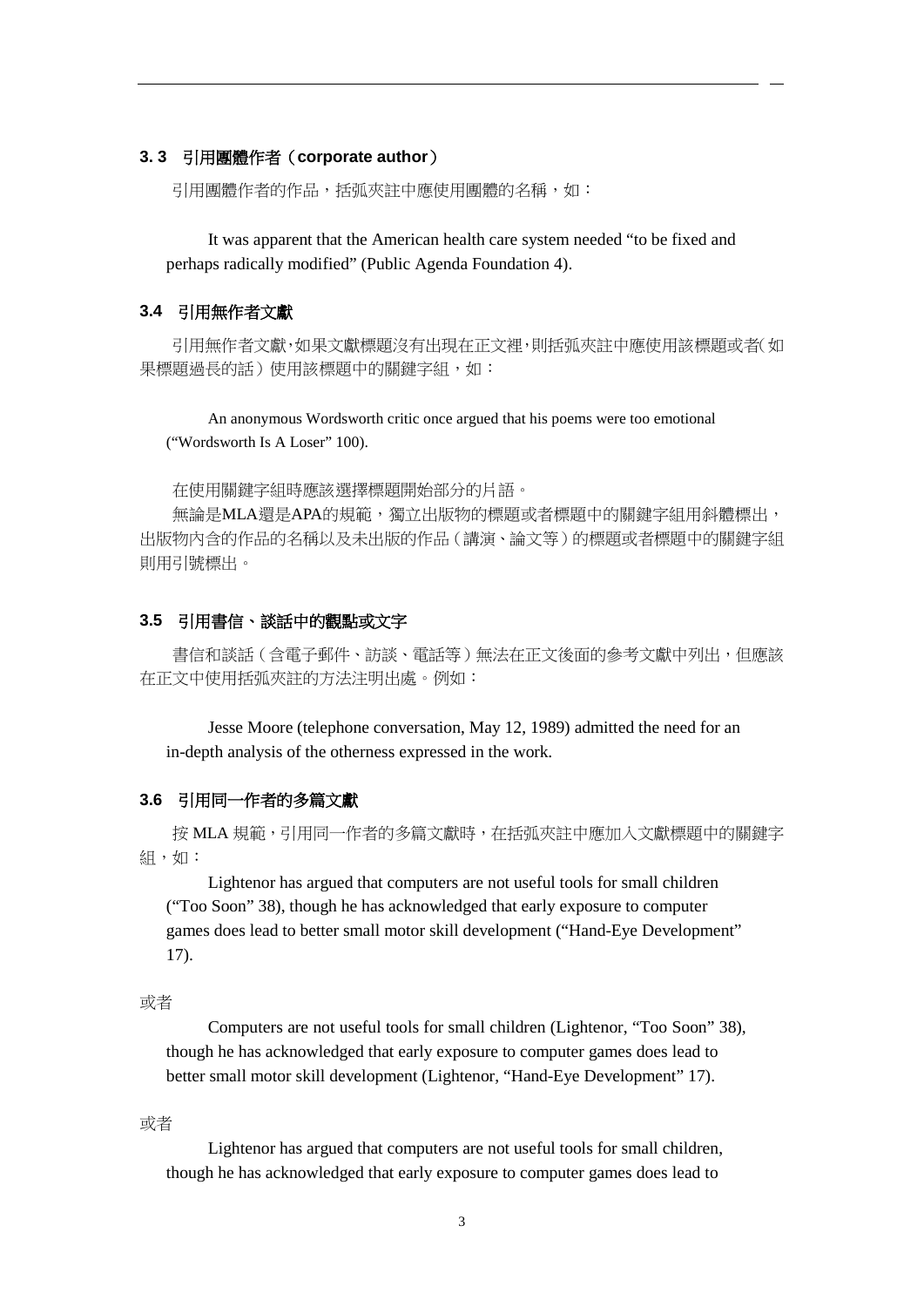### 3. 3 引用團體作者（**corporate author**）

引用團體作者的作品，括弧夾註中應使用團體的名稱，如：

> It was apparent that the American health care system needed “to be fixed and perhaps radically modified” (Public Agenda Foundation 4).

### 3.4 引用無作者文獻

引用無作者文獻，如果文獻標題沒有出現在正文裡，則括弧夾註中應使用該標題或者（如果標題過長的話）使用該標題中的關鍵字組，如：

> An anonymous Wordsworth critic once argued that his poems were too emotional (“Wordsworth Is A Loser” 100).

在使用關鍵字組時應該選擇標題開始部分的片語。

無論是MLA還是APA的規範，獨立出版物的標題或者標題中的關鍵字組用斜體標出，出版物內含的作品的名稱以及未出版的作品（講演、論文等）的標題或者標題中的關鍵字組則用引號標出。

### 3.5 引用書信、談話中的觀點或文字

書信和談話（含電子郵件、訪談、電話等）無法在正文後面的參考文獻中列出，但應該在正文中使用括弧夾註的方法注明出處。例如：

> Jesse Moore (telephone conversation, May 12, 1989) admitted the need for an in-depth analysis of the otherness expressed in the work.

### 3.6 引用同一作者的多篇文獻

按 MLA 規範，引用同一作者的多篇文獻時，在括弧夾註中應加入文獻標題中的關鍵字組，如：

> Lightenor has argued that computers are not useful tools for small children (“Too Soon” 38), though he has acknowledged that early exposure to computer games does lead to better small motor skill development (“Hand-Eye Development” 17).

或者

> Computers are not useful tools for small children (Lightenor, “Too Soon” 38), though he has acknowledged that early exposure to computer games does lead to better small motor skill development (Lightenor, “Hand-Eye Development” 17).

或者

> Lightenor has argued that computers are not useful tools for small children, though he has acknowledged that early exposure to computer games does lead to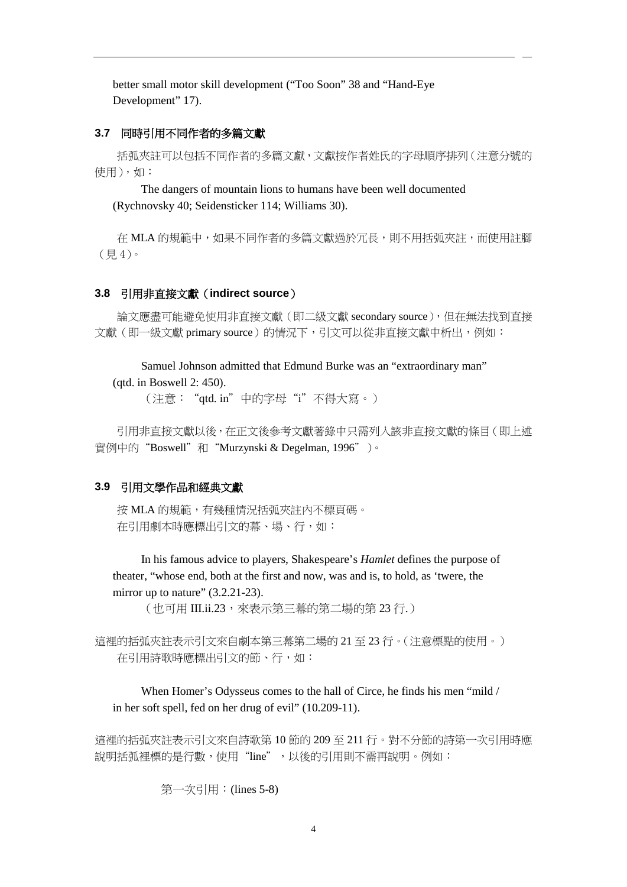better small motor skill development ("Too Soon" 38 and "Hand-Eye Development" 17).

### 3.7 同時引用不同作者的多篇文獻

括弧夾註可以包括不同作者的多篇文獻，文獻按作者姓氏的字母順序排列（注意分號的使用），如：

> The dangers of mountain lions to humans have been well documented (Rychnovsky 40; Seidensticker 114; Williams 30).

在 MLA 的規範中，如果不同作者的多篇文獻過於冗長，則不用括弧夾註，而使用註腳（見 4）。

### 3.8 引用非直接文獻（indirect source）

論文應盡可能避免使用非直接文獻（即二級文獻 secondary source），但在無法找到直接文獻（即一級文獻 primary source）的情況下，引文可以從非直接文獻中析出，例如：

> Samuel Johnson admitted that Edmund Burke was an "extraordinary man" (qtd. in Boswell 2: 450).
>
> （注意："qtd. in"中的字母"i"不得大寫。）

引用非直接文獻以後，在正文後參考文獻著錄中只需列入該非直接文獻的條目（即上述實例中的"Boswell"和"Murzynski & Degelman, 1996"）。

### 3.9 引用文學作品和經典文獻

按 MLA 的規範，有幾種情況括弧夾註內不標頁碼。

在引用劇本時應標出引文的幕、場、行，如：

> In his famous advice to players, Shakespeare's *Hamlet* defines the purpose of theater, "whose end, both at the first and now, was and is, to hold, as 'twere, the mirror up to nature" (3.2.21-23).
>
> （也可用 III.ii.23，來表示第三幕的第二場的第 23 行.）

這裡的括弧夾註表示引文來自劇本第三幕第二場的 21 至 23 行。（注意標點的使用。）

在引用詩歌時應標出引文的節、行，如：

> When Homer's Odysseus comes to the hall of Circe, he finds his men "mild / in her soft spell, fed on her drug of evil" (10.209-11).

這裡的括弧夾註表示引文來自詩歌第 10 節的 209 至 211 行。對不分節的詩第一次引用時應說明括弧裡標的是行數，使用"line"，以後的引用則不需再說明。例如：

第一次引用：(lines 5-8)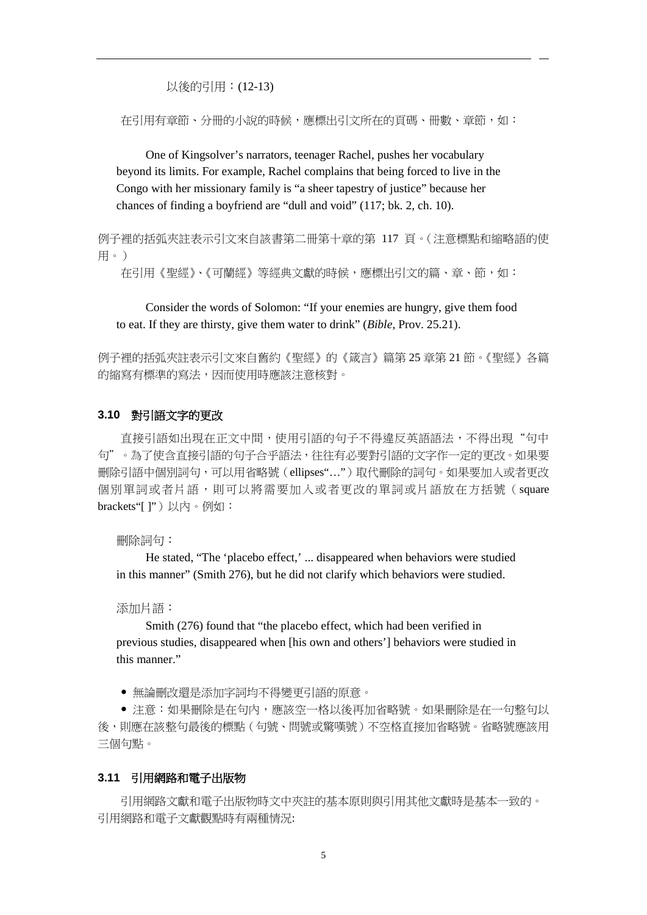以後的引用：(12-13)

在引用有章節、分冊的小說的時候，應標出引文所在的頁碼、冊數、章節，如：

> One of Kingsolver's narrators, teenager Rachel, pushes her vocabulary beyond its limits. For example, Rachel complains that being forced to live in the Congo with her missionary family is "a sheer tapestry of justice" because her chances of finding a boyfriend are "dull and void" (117; bk. 2, ch. 10).

例子裡的括弧夾註表示引文來自該書第二冊第十章的第 117 頁。（注意標點和縮略語的使用。）

在引用《聖經》、《可蘭經》等經典文獻的時候，應標出引文的篇、章、節，如：

> Consider the words of Solomon: "If your enemies are hungry, give them food to eat. If they are thirsty, give them water to drink" (*Bible*, Prov. 25.21).

例子裡的括弧夾註表示引文來自舊約《聖經》的《箴言》篇第 25 章第 21 節。《聖經》各篇的縮寫有標準的寫法，因而使用時應該注意核對。

### 3.10 對引語文字的更改

直接引語如出現在正文中間，使用引語的句子不得違反英語語法，不得出現"句中句"。為了使含直接引語的句子合乎語法，往往有必要對引語的文字作一定的更改。如果要刪除引語中個別詞句，可以用省略號（ellipses"…"）取代刪除的詞句。如果要加入或者更改個別單詞或者片語，則可以將需要加入或者更改的單詞或片語放在方括號（square brackets"[ ]"）以內。例如：

刪除詞句：

> He stated, "The 'placebo effect,' ... disappeared when behaviors were studied in this manner" (Smith 276), but he did not clarify which behaviors were studied.

添加片語：

> Smith (276) found that "the placebo effect, which had been verified in previous studies, disappeared when [his own and others'] behaviors were studied in this manner."

- 無論刪改還是添加字詞均不得變更引語的原意。
- 注意：如果刪除是在句內，應該空一格以後再加省略號。如果刪除是在一句整句以後，則應在該整句最後的標點（句號、問號或驚嘆號）不空格直接加省略號。省略號應該用三個句點。

### 3.11 引用網路和電子出版物

引用網路文獻和電子出版物時文中夾註的基本原則與引用其他文獻時是基本一致的。引用網路和電子文獻觀點時有兩種情況: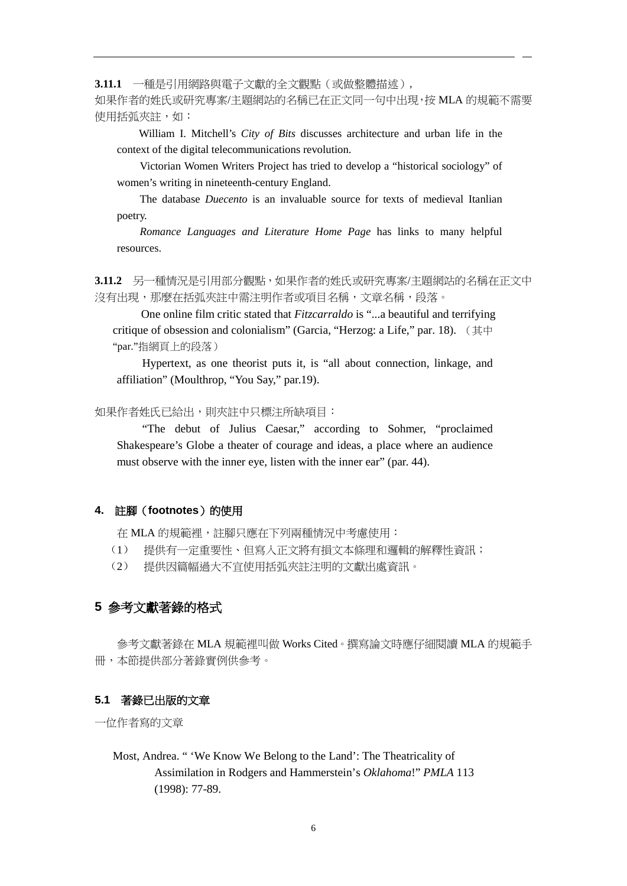**3.11.1** 一種是引用網路與電子文獻的全文觀點（或做整體描述），

如果作者的姓氏或研究專案/主題網站的名稱已在正文同一句中出現，按 MLA 的規範不需要使用括弧夾註，如：

> William I. Mitchell's *City of Bits* discusses architecture and urban life in the context of the digital telecommunications revolution.
>
> Victorian Women Writers Project has tried to develop a "historical sociology" of women's writing in nineteenth-century England.
>
> The database *Duecento* is an invaluable source for texts of medieval Itanlian poetry.
>
> *Romance Languages and Literature Home Page* has links to many helpful resources.

**3.11.2** 另一種情況是引用部分觀點，如果作者的姓氏或研究專案/主題網站的名稱在正文中沒有出現，那麼在括弧夾註中需注明作者或項目名稱，文章名稱，段落。

> One online film critic stated that *Fitzcarraldo* is "...a beautiful and terrifying critique of obsession and colonialism" (Garcia, "Herzog: a Life," par. 18). （其中"par."指網頁上的段落）
>
> Hypertext, as one theorist puts it, is "all about connection, linkage, and affiliation" (Moulthrop, "You Say," par.19).

如果作者姓氏已給出，則夾註中只標注所缺項目：

> "The debut of Julius Caesar," according to Sohmer, "proclaimed Shakespeare's Globe a theater of courage and ideas, a place where an audience must observe with the inner eye, listen with the inner ear" (par. 44).

### 4. 註腳（footnotes）的使用

在 MLA 的規範裡，註腳只應在下列兩種情況中考慮使用：

（1） 提供有一定重要性、但寫入正文將有損文本條理和邏輯的解釋性資訊；

（2） 提供因篇幅過大不宜使用括弧夾註注明的文獻出處資訊。

## 5 參考文獻著錄的格式

參考文獻著錄在 MLA 規範裡叫做 Works Cited。撰寫論文時應仔細閱讀 MLA 的規範手冊，本節提供部分著錄實例供參考。

### 5.1 著錄已出版的文章

一位作者寫的文章

> Most, Andrea. " 'We Know We Belong to the Land': The Theatricality of Assimilation in Rodgers and Hammerstein's *Oklahoma*!" *PMLA* 113 (1998): 77-89.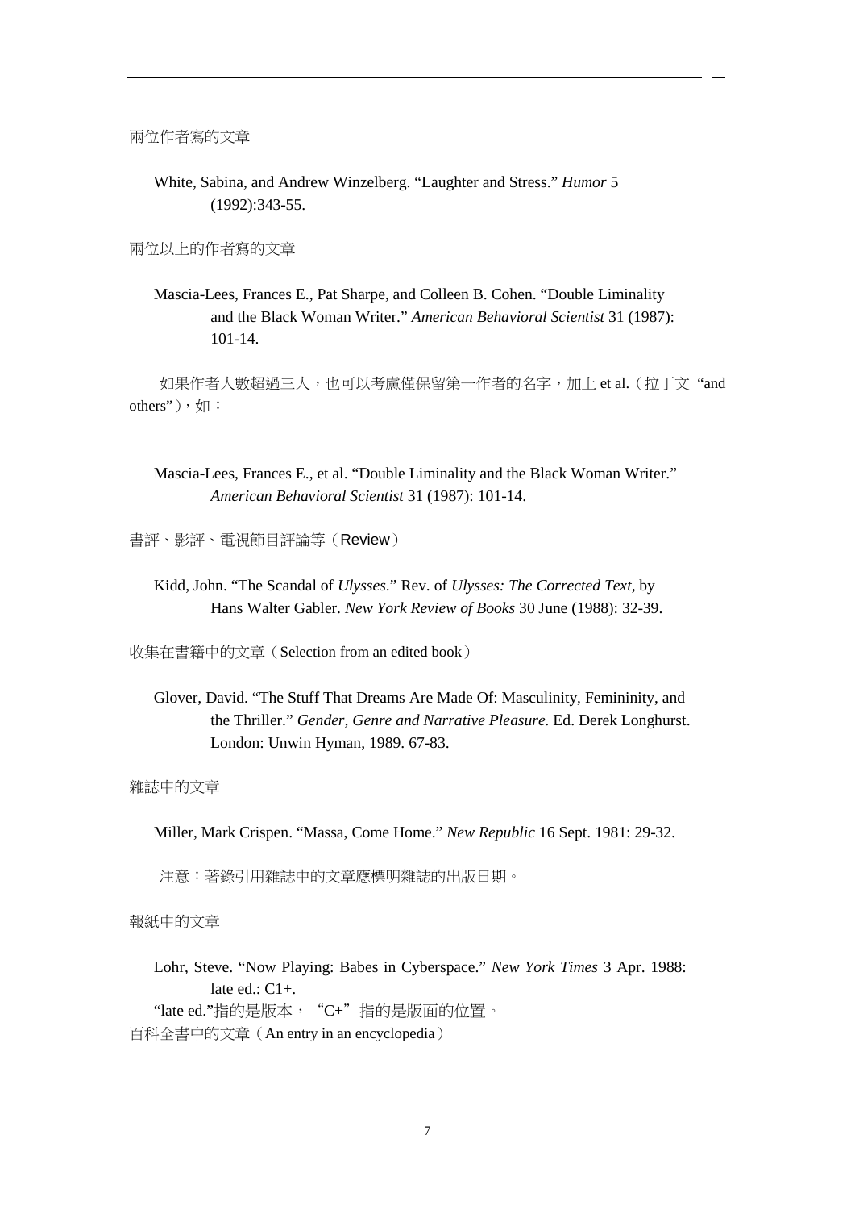兩位作者寫的文章

White, Sabina, and Andrew Winzelberg. “Laughter and Stress.” *Humor* 5 (1992):343-55.

兩位以上的作者寫的文章

Mascia-Lees, Frances E., Pat Sharpe, and Colleen B. Cohen. “Double Liminality and the Black Woman Writer.” *American Behavioral Scientist* 31 (1987): 101-14.

如果作者人數超過三人，也可以考慮僅保留第一作者的名字，加上 et al.（拉丁文 “and others”），如：

Mascia-Lees, Frances E., et al. “Double Liminality and the Black Woman Writer.” *American Behavioral Scientist* 31 (1987): 101-14.

書評、影評、電視節目評論等（Review）

Kidd, John. “The Scandal of *Ulysses*.” Rev. of *Ulysses: The Corrected Text*, by Hans Walter Gabler. *New York Review of Books* 30 June (1988): 32-39.

收集在書籍中的文章（Selection from an edited book）

Glover, David. “The Stuff That Dreams Are Made Of: Masculinity, Femininity, and the Thriller.” *Gender, Genre and Narrative Pleasure.* Ed. Derek Longhurst. London: Unwin Hyman, 1989. 67-83.

雜誌中的文章

Miller, Mark Crispen. “Massa, Come Home.” *New Republic* 16 Sept. 1981: 29-32.

注意：著錄引用雜誌中的文章應標明雜誌的出版日期。

報紙中的文章

Lohr, Steve. “Now Playing: Babes in Cyberspace.” *New York Times* 3 Apr. 1988: late ed.: C1+.

“late ed.”指的是版本，“C+”指的是版面的位置。

百科全書中的文章（An entry in an encyclopedia）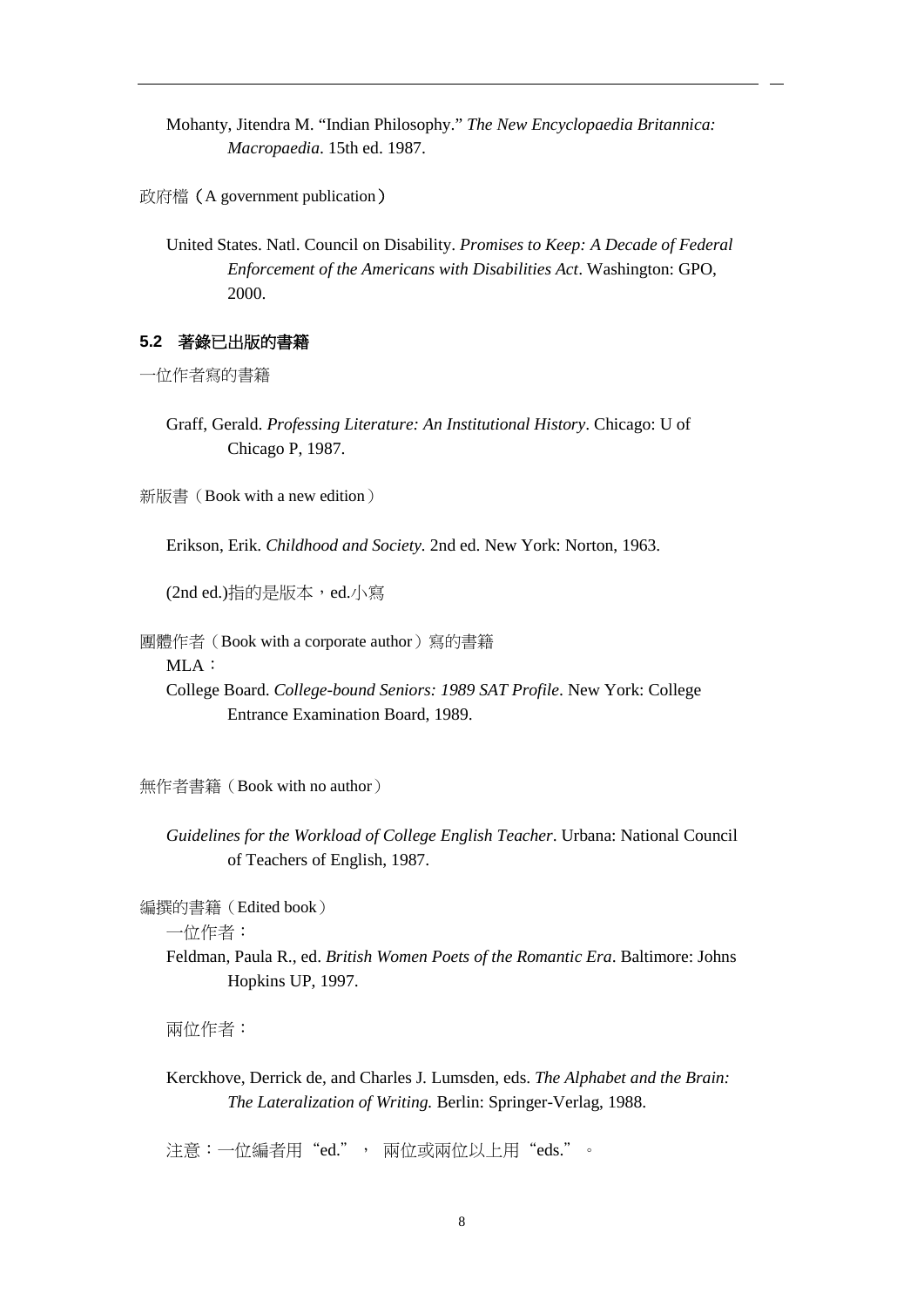Mohanty, Jitendra M. "Indian Philosophy." *The New Encyclopaedia Britannica: Macropaedia*. 15th ed. 1987.

政府檔（A government publication）

United States. Natl. Council on Disability. *Promises to Keep: A Decade of Federal Enforcement of the Americans with Disabilities Act*. Washington: GPO, 2000.

### 5.2 著錄已出版的書籍

一位作者寫的書籍

Graff, Gerald. *Professing Literature: An Institutional History*. Chicago: U of Chicago P, 1987.

新版書（Book with a new edition）

Erikson, Erik. *Childhood and Society*. 2nd ed. New York: Norton, 1963.

(2nd ed.)指的是版本，ed.小寫

團體作者（Book with a corporate author）寫的書籍

MLA：

College Board. *College-bound Seniors: 1989 SAT Profile*. New York: College Entrance Examination Board, 1989.

無作者書籍（Book with no author）

*Guidelines for the Workload of College English Teacher*. Urbana: National Council of Teachers of English, 1987.

編撰的書籍（Edited book）

一位作者：

Feldman, Paula R., ed. *British Women Poets of the Romantic Era*. Baltimore: Johns Hopkins UP, 1997.

兩位作者：

Kerckhove, Derrick de, and Charles J. Lumsden, eds. *The Alphabet and the Brain: The Lateralization of Writing.* Berlin: Springer-Verlag, 1988.

注意：一位編者用"ed."， 兩位或兩位以上用"eds."。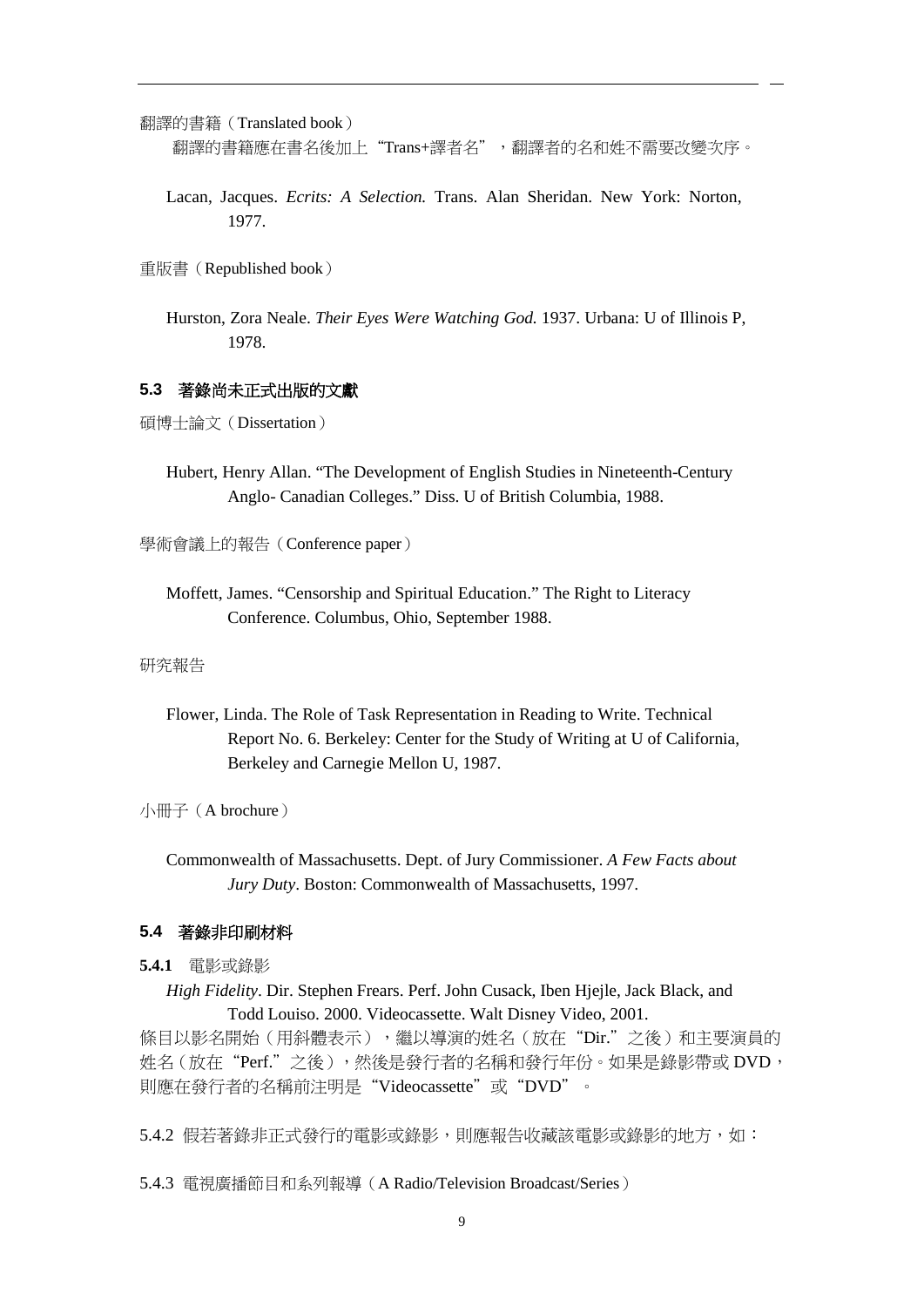翻譯的書籍（Translated book）

翻譯的書籍應在書名後加上“Trans+譯者名”，翻譯者的名和姓不需要改變次序。

Lacan, Jacques. *Ecrits: A Selection.* Trans. Alan Sheridan. New York: Norton, 1977.

重版書（Republished book）

Hurston, Zora Neale. *Their Eyes Were Watching God.* 1937. Urbana: U of Illinois P, 1978.

### 5.3 著錄尚未正式出版的文獻

碩博士論文（Dissertation）

Hubert, Henry Allan. “The Development of English Studies in Nineteenth-Century Anglo- Canadian Colleges.” Diss. U of British Columbia, 1988.

學術會議上的報告（Conference paper）

Moffett, James. “Censorship and Spiritual Education.” The Right to Literacy Conference. Columbus, Ohio, September 1988.

研究報告

Flower, Linda. The Role of Task Representation in Reading to Write. Technical Report No. 6. Berkeley: Center for the Study of Writing at U of California, Berkeley and Carnegie Mellon U, 1987.

小冊子（A brochure）

Commonwealth of Massachusetts. Dept. of Jury Commissioner. *A Few Facts about Jury Duty*. Boston: Commonwealth of Massachusetts, 1997.

### 5.4 著錄非印刷材料

**5.4.1** 電影或錄影

*High Fidelity*. Dir. Stephen Frears. Perf. John Cusack, Iben Hjejle, Jack Black, and Todd Louiso. 2000. Videocassette. Walt Disney Video, 2001.

條目以影名開始（用斜體表示），繼以導演的姓名（放在“Dir.”之後）和主要演員的姓名（放在“Perf.”之後），然後是發行者的名稱和發行年份。如果是錄影帶或 DVD，則應在發行者的名稱前注明是“Videocassette”或“DVD”。

5.4.2 假若著錄非正式發行的電影或錄影，則應報告收藏該電影或錄影的地方，如：

5.4.3 電視廣播節目和系列報導（A Radio/Television Broadcast/Series）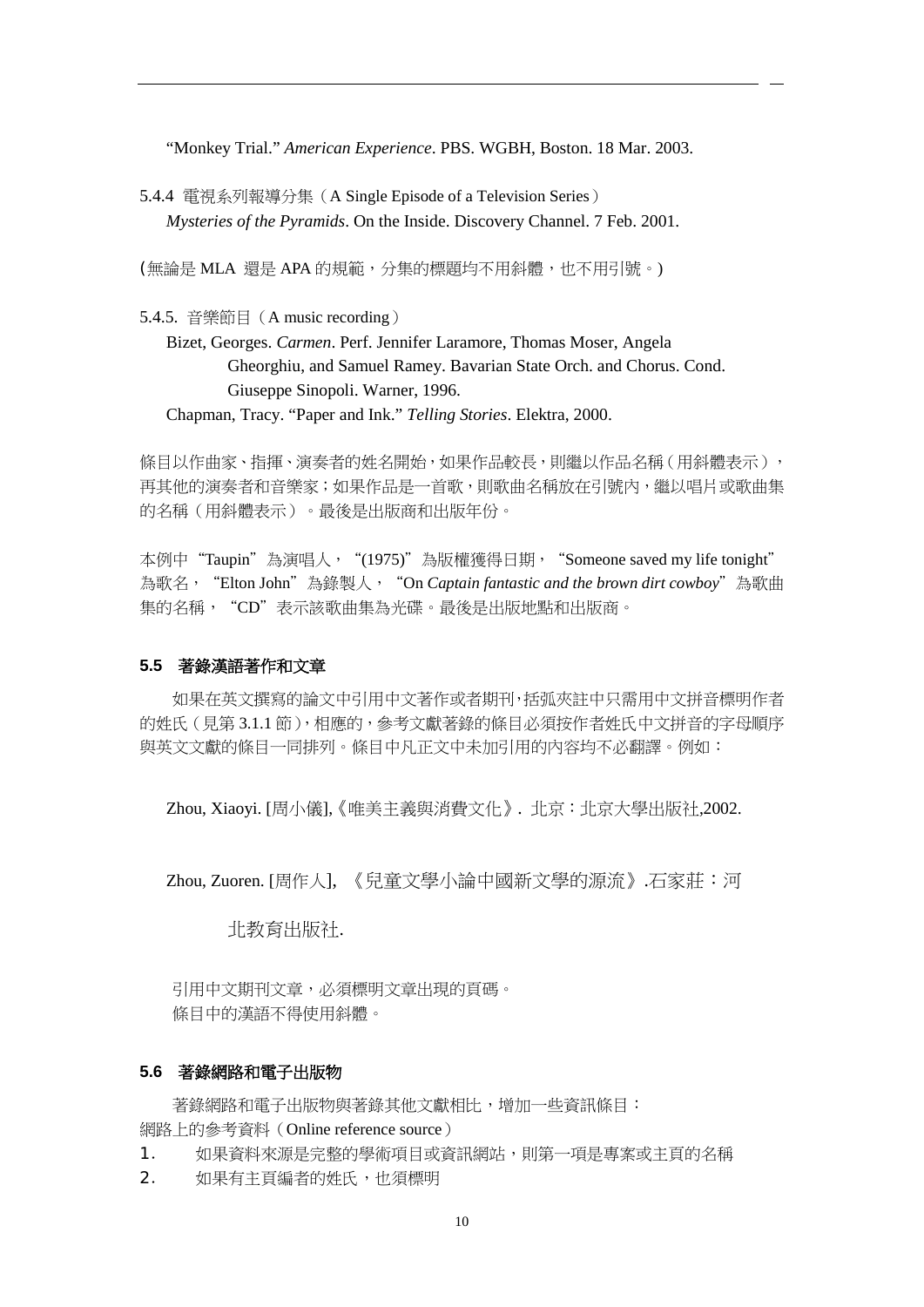"Monkey Trial." *American Experience*. PBS. WGBH, Boston. 18 Mar. 2003.

5.4.4 電視系列報導分集（A Single Episode of a Television Series）

*Mysteries of the Pyramids*. On the Inside. Discovery Channel. 7 Feb. 2001.

(無論是 MLA 還是 APA 的規範，分集的標題均不用斜體，也不用引號。)

5.4.5. 音樂節目（A music recording）

Bizet, Georges. *Carmen*. Perf. Jennifer Laramore, Thomas Moser, Angela Gheorghiu, and Samuel Ramey. Bavarian State Orch. and Chorus. Cond. Giuseppe Sinopoli. Warner, 1996.

Chapman, Tracy. "Paper and Ink." *Telling Stories*. Elektra, 2000.

條目以作曲家、指揮、演奏者的姓名開始，如果作品較長，則繼以作品名稱（用斜體表示），再其他的演奏者和音樂家；如果作品是一首歌，則歌曲名稱放在引號內，繼以唱片或歌曲集的名稱（用斜體表示）。最後是出版商和出版年份。

本例中"Taupin"為演唱人，"(1975)"為版權獲得日期，"Someone saved my life tonight"為歌名，"Elton John"為錄製人，"On *Captain fantastic and the brown dirt cowboy*"為歌曲集的名稱，"CD"表示該歌曲集為光碟。最後是出版地點和出版商。

### 5.5 著錄漢語著作和文章

如果在英文撰寫的論文中引用中文著作或者期刊，括弧夾註中只需用中文拼音標明作者的姓氏（見第 3.1.1 節），相應的，參考文獻著錄的條目必須按作者姓氏中文拼音的字母順序與英文文獻的條目一同排列。條目中凡正文中未加引用的內容均不必翻譯。例如：

Zhou, Xiaoyi. [周小儀],《唯美主義與消費文化》. 北京：北京大學出版社,2002.

Zhou, Zuoren. [周作人], 《兒童文學小論中國新文學的源流》.石家莊：河北教育出版社.

引用中文期刊文章，必須標明文章出現的頁碼。
條目中的漢語不得使用斜體。

### 5.6 著錄網路和電子出版物

著錄網路和電子出版物與著錄其他文獻相比，增加一些資訊條目：
網路上的參考資料（Online reference source）

1. 如果資料來源是完整的學術項目或資訊網站，則第一項是專案或主頁的名稱
2. 如果有主頁編者的姓氏，也須標明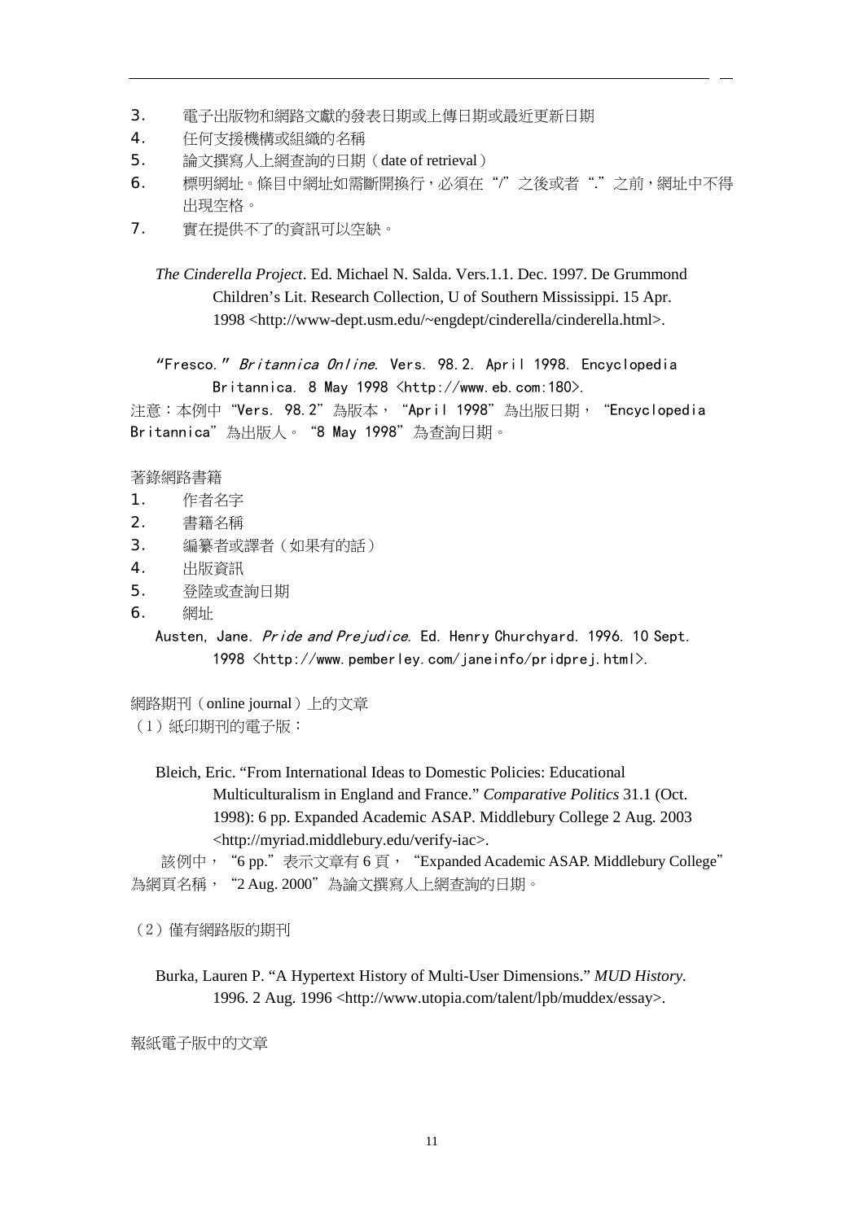3. 電子出版物和網路文獻的發表日期或上傳日期或最近更新日期
4. 任何支援機構或組織的名稱
5. 論文撰寫人上網查詢的日期（date of retrieval）
6. 標明網址。條目中網址如需斷開換行，必須在“/”之後或者“.”之前，網址中不得出現空格。
7. 實在提供不了的資訊可以空缺。

*The Cinderella Project*. Ed. Michael N. Salda. Vers.1.1. Dec. 1997. De Grummond Children’s Lit. Research Collection, U of Southern Mississippi. 15 Apr. 1998 <http://www-dept.usm.edu/~engdept/cinderella/cinderella.html>.

“Fresco.” *Britannica Online*. Vers. 98.2. April 1998. Encyclopedia Britannica. 8 May 1998 <http://www.eb.com:180>.

注意：本例中“Vers. 98.2”為版本，“April 1998”為出版日期，“Encyclopedia Britannica”為出版人。“8 May 1998”為查詢日期。

著錄網路書籍

1. 作者名字
2. 書籍名稱
3. 編纂者或譯者（如果有的話）
4. 出版資訊
5. 登陸或查詢日期
6. 網址

Austen, Jane. *Pride and Prejudice*. Ed. Henry Churchyard. 1996. 10 Sept. 1998 <http://www.pemberley.com/janeinfo/pridprej.html>.

網路期刊（online journal）上的文章

（1）紙印期刊的電子版：

Bleich, Eric. “From International Ideas to Domestic Policies: Educational Multiculturalism in England and France.” *Comparative Politics* 31.1 (Oct. 1998): 6 pp. Expanded Academic ASAP. Middlebury College 2 Aug. 2003 <http://myriad.middlebury.edu/verify-iac>.

該例中，“6 pp.”表示文章有 6 頁，“Expanded Academic ASAP. Middlebury College”為網頁名稱，“2 Aug. 2000”為論文撰寫人上網查詢的日期。

（2）僅有網路版的期刊

Burka, Lauren P. “A Hypertext History of Multi-User Dimensions.” *MUD History.* 1996. 2 Aug. 1996 <http://www.utopia.com/talent/lpb/muddex/essay>.

報紙電子版中的文章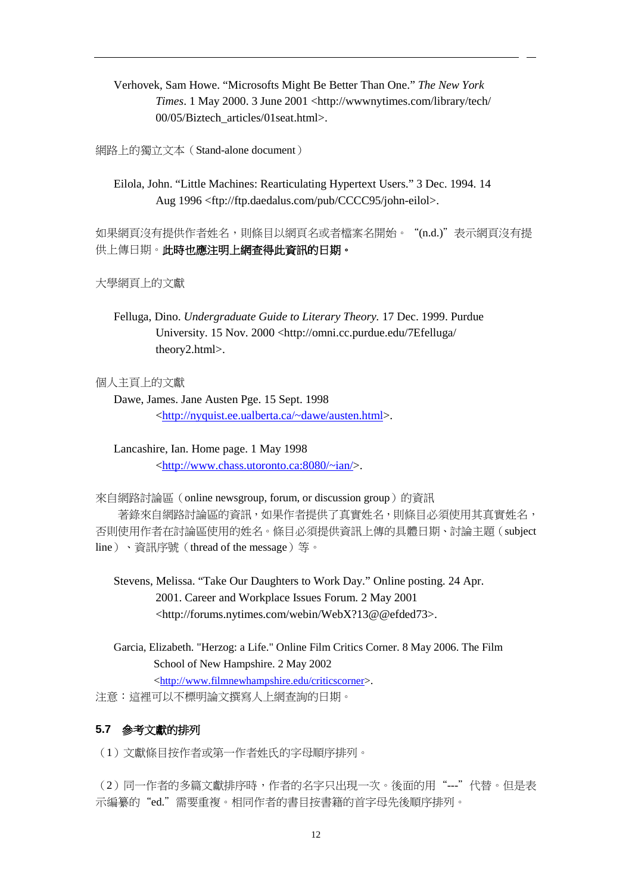Verhovek, Sam Howe. “Microsofts Might Be Better Than One.” *The New York Times*. 1 May 2000. 3 June 2001 <http://wwwnytimes.com/library/tech/00/05/Biztech_articles/01seat.html>.

網路上的獨立文本（Stand-alone document）

Eilola, John. “Little Machines: Rearticulating Hypertext Users.” 3 Dec. 1994. 14 Aug 1996 <ftp://ftp.daedalus.com/pub/CCCC95/john-eilol>.

如果網頁沒有提供作者姓名，則條目以網頁名或者檔案名開始。“(n.d.)”表示網頁沒有提供上傳日期。**此時也應注明上網查得此資訊的日期。**

大學網頁上的文獻

Felluga, Dino. *Undergraduate Guide to Literary Theory.* 17 Dec. 1999. Purdue University. 15 Nov. 2000 <http://omni.cc.purdue.edu/7Efelluga/theory2.html>.

個人主頁上的文獻

Dawe, James. Jane Austen Pge. 15 Sept. 1998 <http://nyquist.ee.ualberta.ca/~dawe/austen.html>.

Lancashire, Ian. Home page. 1 May 1998 <http://www.chass.utoronto.ca:8080/~ian/>.

來自網路討論區（online newsgroup, forum, or discussion group）的資訊

著錄來自網路討論區的資訊，如果作者提供了真實姓名，則條目必須使用其真實姓名，否則使用作者在討論區使用的姓名。條目必須提供資訊上傳的具體日期、討論主題（subject line）、資訊序號（thread of the message）等。

Stevens, Melissa. “Take Our Daughters to Work Day.” Online posting. 24 Apr. 2001. Career and Workplace Issues Forum. 2 May 2001 <http://forums.nytimes.com/webin/WebX?13@@efded73>.

Garcia, Elizabeth. "Herzog: a Life." Online Film Critics Corner. 8 May 2006. The Film School of New Hampshire. 2 May 2002 <http://www.filmnewhampshire.edu/criticscorner>.

注意：這裡可以不標明論文撰寫人上網查詢的日期。

### 5.7 參考文獻的排列

（1）文獻條目按作者或第一作者姓氏的字母順序排列。

（2）同一作者的多篇文獻排序時，作者的名字只出現一次。後面的用“---”代替。但是表示編纂的“ed.”需要重複。相同作者的書目按書籍的首字母先後順序排列。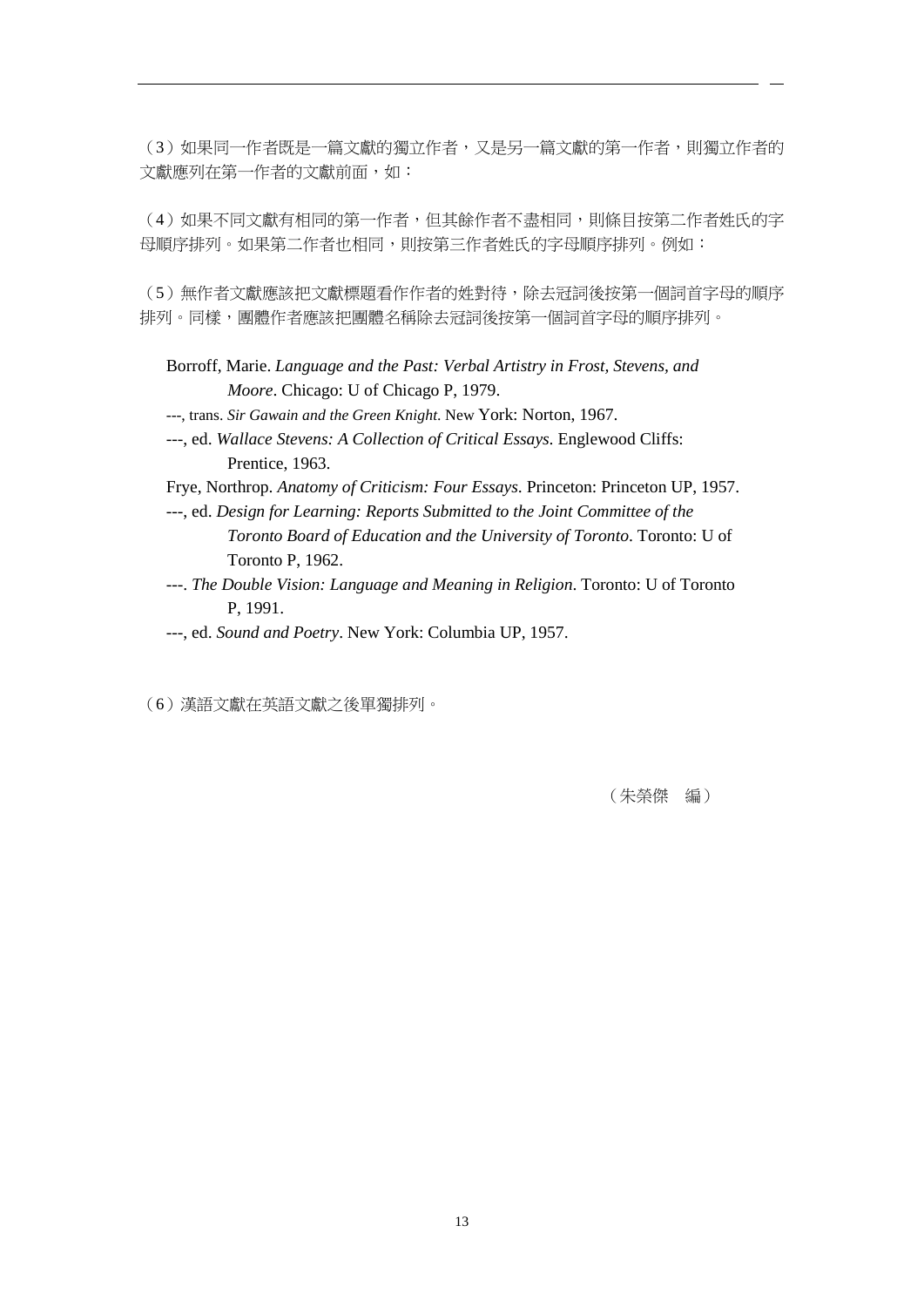（3）如果同一作者既是一篇文獻的獨立作者，又是另一篇文獻的第一作者，則獨立作者的文獻應列在第一作者的文獻前面，如：

（4）如果不同文獻有相同的第一作者，但其餘作者不盡相同，則條目按第二作者姓氏的字母順序排列。如果第二作者也相同，則按第三作者姓氏的字母順序排列。例如：

（5）無作者文獻應該把文獻標題看作作者的姓對待，除去冠詞後按第一個詞首字母的順序排列。同樣，團體作者應該把團體名稱除去冠詞後按第一個詞首字母的順序排列。

Borroff, Marie. *Language and the Past: Verbal Artistry in Frost, Stevens, and Moore*. Chicago: U of Chicago P, 1979.

---, trans. *Sir Gawain and the Green Knight*. New York: Norton, 1967.

---, ed. *Wallace Stevens: A Collection of Critical Essays*. Englewood Cliffs: Prentice, 1963.

Frye, Northrop. *Anatomy of Criticism: Four Essays*. Princeton: Princeton UP, 1957.

---, ed. *Design for Learning: Reports Submitted to the Joint Committee of the Toronto Board of Education and the University of Toronto*. Toronto: U of Toronto P, 1962.

---. *The Double Vision: Language and Meaning in Religion*. Toronto: U of Toronto P, 1991.

---, ed. *Sound and Poetry*. New York: Columbia UP, 1957.

（6）漢語文獻在英語文獻之後單獨排列。

（朱榮傑　編）